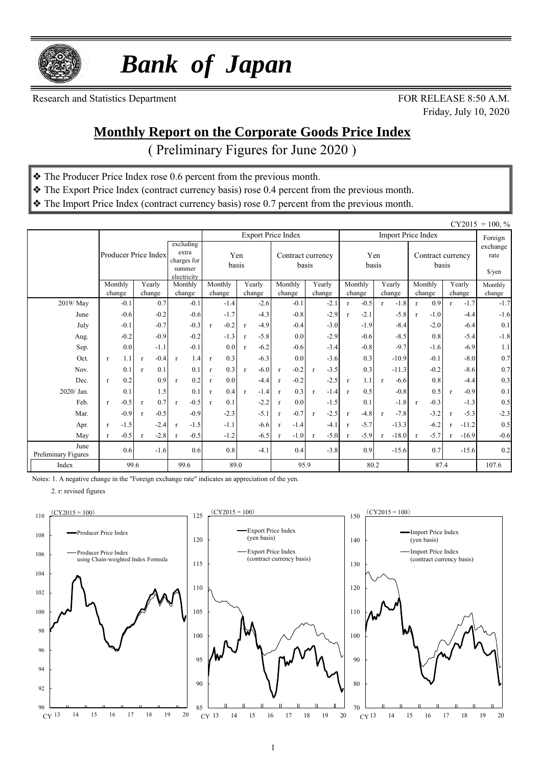# *Bank of Japan*

Research and Statistics Department

FOR RELEASE 8:50 A.M.
Friday, July 10, 2020

## Monthly Report on the Corporate Goods Price Index

( Preliminary Figures for June 2020 )

- ❖ The Producer Price Index rose 0.6 percent from the previous month.
- ❖ The Export Price Index (contract currency basis) rose 0.4 percent from the previous month.
- ❖ The Import Price Index (contract currency basis) rose 0.7 percent from the previous month.

CY2015 = 100, %

| | Producer Price Index | | excluding extra charges for summer electricity | Export Price Index | | | | Import Price Index | | | | Foreign exchange rate |
|---|---|---|---|---|---|---|---|---|---|---|---|---|
| | | | | Yen basis | | Contract currency basis | | Yen basis | | Contract currency basis | | $/yen |
| | Monthly change | Yearly change | Monthly change | Monthly change | Yearly change | Monthly change | Yearly change | Monthly change | Yearly change | Monthly change | Yearly change | Monthly change |
| 2019/ May | -0.1 | 0.7 | -0.1 | -1.4 | -2.6 | -0.1 | -2.1 | r -0.5 | r -1.8 | r 0.9 | r -1.7 | -1.7 |
| June | -0.6 | -0.2 | -0.6 | -1.7 | -4.3 | -0.8 | -2.9 | r -2.1 | -5.8 | r -1.0 | -4.4 | -1.6 |
| July | -0.1 | -0.7 | -0.3 | r -0.2 | r -4.9 | -0.4 | -3.0 | -1.9 | -8.4 | -2.0 | -6.4 | 0.1 |
| Aug. | -0.2 | -0.9 | -0.2 | -1.3 | r -5.8 | 0.0 | -2.9 | -0.6 | -8.5 | 0.8 | -5.4 | -1.8 |
| Sep. | 0.0 | -1.1 | -0.1 | 0.0 | r -6.2 | -0.6 | -3.4 | -0.8 | -9.7 | -1.6 | -6.9 | 1.1 |
| Oct. | r 1.1 | r -0.4 | r 1.4 | r 0.3 | -6.3 | 0.0 | -3.6 | 0.3 | -10.9 | -0.1 | -8.0 | 0.7 |
| Nov. | 0.1 | r 0.1 | 0.1 | r 0.3 | r -6.0 | r -0.2 | r -3.5 | 0.3 | -11.3 | -0.2 | -8.6 | 0.7 |
| Dec. | r 0.2 | 0.9 | r 0.2 | r 0.0 | -4.4 | r -0.2 | -2.5 | r 1.1 | r -6.6 | 0.8 | -4.4 | 0.3 |
| 2020/ Jan. | 0.1 | 1.5 | 0.1 | r 0.4 | r -1.4 | r 0.3 | r -1.4 | r 0.5 | -0.8 | 0.5 | r -0.9 | 0.1 |
| Feb. | r -0.5 | r 0.7 | r -0.5 | r 0.1 | -2.2 | r 0.0 | -1.5 | 0.1 | -1.8 | r -0.3 | -1.3 | 0.5 |
| Mar. | -0.9 | r -0.5 | -0.9 | -2.3 | -5.1 | r -0.7 | r -2.5 | r -4.8 | r -7.8 | -3.2 | r -5.3 | -2.3 |
| Apr. | r -1.5 | -2.4 | r -1.5 | -1.1 | -6.6 | r -1.4 | -4.1 | r -5.7 | -13.3 | -6.2 | r -11.2 | 0.5 |
| May | r -0.5 | r -2.8 | r -0.5 | -1.2 | -6.5 | r -1.0 | r -5.0 | r -5.9 | r -18.0 | r -5.7 | r -16.9 | -0.6 |
| June Preliminary Figures | 0.6 | -1.6 | 0.6 | 0.8 | -4.1 | 0.4 | -3.8 | 0.9 | -15.6 | 0.7 | -15.6 | 0.2 |
| Index | 99.6 | | 99.6 | 89.0 | | 95.9 | | 80.2 | | 87.4 | | 107.6 |

Notes: 1. A negative change in the "Foreign exchange rate" indicates an appreciation of the yen.

2. r: revised figures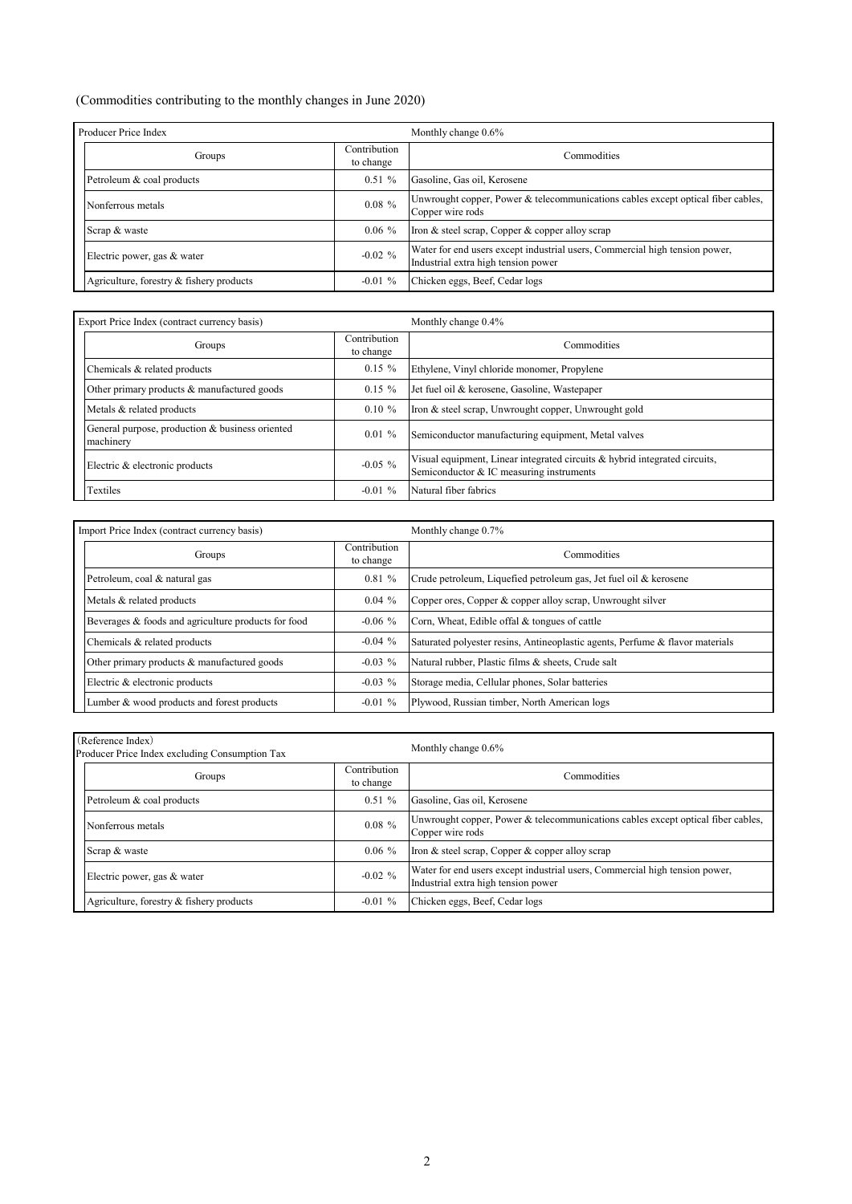(Commodities contributing to the monthly changes in June 2020)

| Producer Price Index | | Monthly change 0.6% |
|---|---|---|
| Groups | Contribution to change | Commodities |
| Petroleum & coal products | 0.51 % | Gasoline, Gas oil, Kerosene |
| Nonferrous metals | 0.08 % | Unwrought copper, Power & telecommunications cables except optical fiber cables, Copper wire rods |
| Scrap & waste | 0.06 % | Iron & steel scrap, Copper & copper alloy scrap |
| Electric power, gas & water | -0.02 % | Water for end users except industrial users, Commercial high tension power, Industrial extra high tension power |
| Agriculture, forestry & fishery products | -0.01 % | Chicken eggs, Beef, Cedar logs |

| Export Price Index (contract currency basis) | | Monthly change 0.4% |
|---|---|---|
| Groups | Contribution to change | Commodities |
| Chemicals & related products | 0.15 % | Ethylene, Vinyl chloride monomer, Propylene |
| Other primary products & manufactured goods | 0.15 % | Jet fuel oil & kerosene, Gasoline, Wastepaper |
| Metals & related products | 0.10 % | Iron & steel scrap, Unwrought copper, Unwrought gold |
| General purpose, production & business oriented machinery | 0.01 % | Semiconductor manufacturing equipment, Metal valves |
| Electric & electronic products | -0.05 % | Visual equipment, Linear integrated circuits & hybrid integrated circuits, Semiconductor & IC measuring instruments |
| Textiles | -0.01 % | Natural fiber fabrics |

| Import Price Index (contract currency basis) | | Monthly change 0.7% |
|---|---|---|
| Groups | Contribution to change | Commodities |
| Petroleum, coal & natural gas | 0.81 % | Crude petroleum, Liquefied petroleum gas, Jet fuel oil & kerosene |
| Metals & related products | 0.04 % | Copper ores, Copper & copper alloy scrap, Unwrought silver |
| Beverages & foods and agriculture products for food | -0.06 % | Corn, Wheat, Edible offal & tongues of cattle |
| Chemicals & related products | -0.04 % | Saturated polyester resins, Antineoplastic agents, Perfume & flavor materials |
| Other primary products & manufactured goods | -0.03 % | Natural rubber, Plastic films & sheets, Crude salt |
| Electric & electronic products | -0.03 % | Storage media, Cellular phones, Solar batteries |
| Lumber & wood products and forest products | -0.01 % | Plywood, Russian timber, North American logs |

| (Reference Index) Producer Price Index excluding Consumption Tax | | Monthly change 0.6% |
|---|---|---|
| Groups | Contribution to change | Commodities |
| Petroleum & coal products | 0.51 % | Gasoline, Gas oil, Kerosene |
| Nonferrous metals | 0.08 % | Unwrought copper, Power & telecommunications cables except optical fiber cables, Copper wire rods |
| Scrap & waste | 0.06 % | Iron & steel scrap, Copper & copper alloy scrap |
| Electric power, gas & water | -0.02 % | Water for end users except industrial users, Commercial high tension power, Industrial extra high tension power |
| Agriculture, forestry & fishery products | -0.01 % | Chicken eggs, Beef, Cedar logs |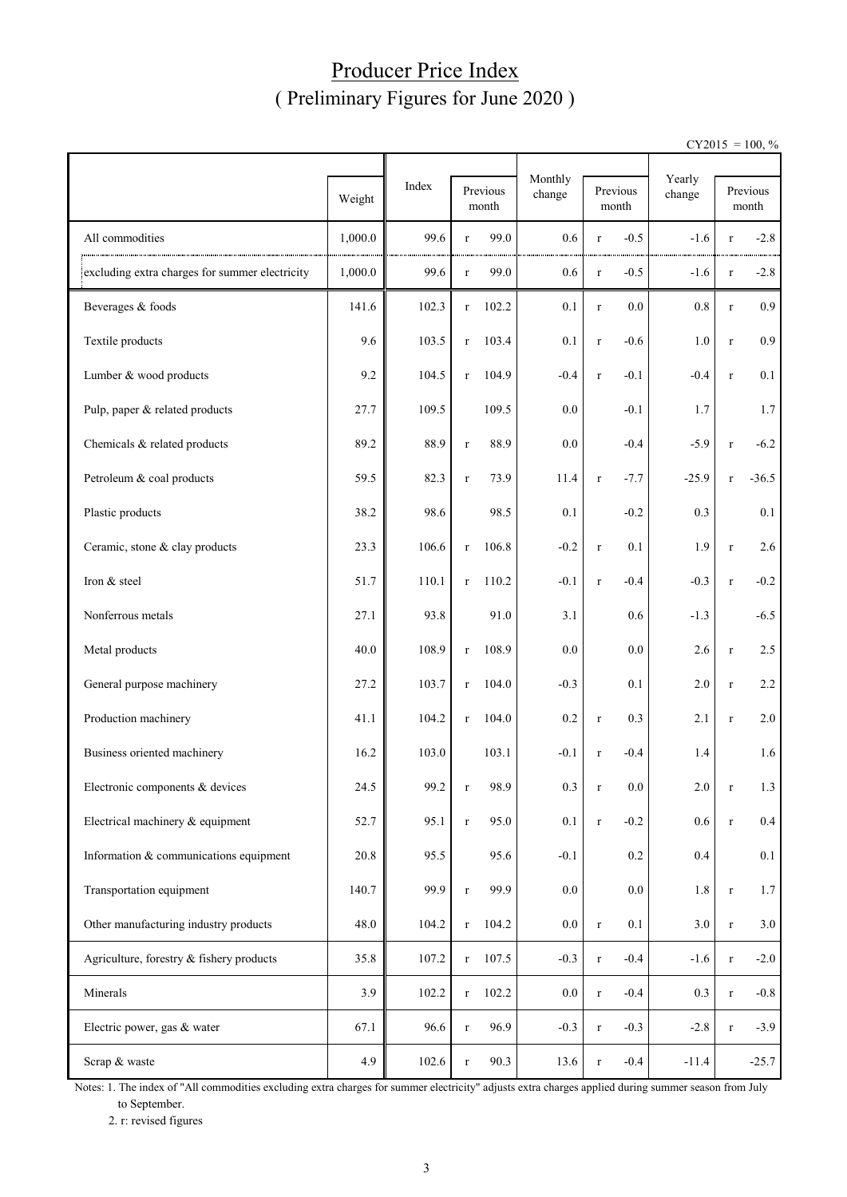# Producer Price Index
## ( Preliminary Figures for June 2020 )

CY2015 = 100, %

| | Weight | Index | Previous month | Monthly change | Previous month | Yearly change | Previous month |
|---|---|---|---|---|---|---|---|
| All commodities | 1,000.0 | 99.6 | r 99.0 | 0.6 | r -0.5 | -1.6 | r -2.8 |
| excluding extra charges for summer electricity | 1,000.0 | 99.6 | r 99.0 | 0.6 | r -0.5 | -1.6 | r -2.8 |
| Beverages & foods | 141.6 | 102.3 | r 102.2 | 0.1 | r 0.0 | 0.8 | r 0.9 |
| Textile products | 9.6 | 103.5 | r 103.4 | 0.1 | r -0.6 | 1.0 | r 0.9 |
| Lumber & wood products | 9.2 | 104.5 | r 104.9 | -0.4 | r -0.1 | -0.4 | r 0.1 |
| Pulp, paper & related products | 27.7 | 109.5 | 109.5 | 0.0 | -0.1 | 1.7 | 1.7 |
| Chemicals & related products | 89.2 | 88.9 | r 88.9 | 0.0 | -0.4 | -5.9 | r -6.2 |
| Petroleum & coal products | 59.5 | 82.3 | r 73.9 | 11.4 | r -7.7 | -25.9 | r -36.5 |
| Plastic products | 38.2 | 98.6 | 98.5 | 0.1 | -0.2 | 0.3 | 0.1 |
| Ceramic, stone & clay products | 23.3 | 106.6 | r 106.8 | -0.2 | r 0.1 | 1.9 | r 2.6 |
| Iron & steel | 51.7 | 110.1 | r 110.2 | -0.1 | r -0.4 | -0.3 | r -0.2 |
| Nonferrous metals | 27.1 | 93.8 | 91.0 | 3.1 | 0.6 | -1.3 | -6.5 |
| Metal products | 40.0 | 108.9 | r 108.9 | 0.0 | 0.0 | 2.6 | r 2.5 |
| General purpose machinery | 27.2 | 103.7 | r 104.0 | -0.3 | 0.1 | 2.0 | r 2.2 |
| Production machinery | 41.1 | 104.2 | r 104.0 | 0.2 | r 0.3 | 2.1 | r 2.0 |
| Business oriented machinery | 16.2 | 103.0 | 103.1 | -0.1 | r -0.4 | 1.4 | 1.6 |
| Electronic components & devices | 24.5 | 99.2 | r 98.9 | 0.3 | r 0.0 | 2.0 | r 1.3 |
| Electrical machinery & equipment | 52.7 | 95.1 | r 95.0 | 0.1 | r -0.2 | 0.6 | r 0.4 |
| Information & communications equipment | 20.8 | 95.5 | 95.6 | -0.1 | 0.2 | 0.4 | 0.1 |
| Transportation equipment | 140.7 | 99.9 | r 99.9 | 0.0 | 0.0 | 1.8 | r 1.7 |
| Other manufacturing industry products | 48.0 | 104.2 | r 104.2 | 0.0 | r 0.1 | 3.0 | r 3.0 |
| Agriculture, forestry & fishery products | 35.8 | 107.2 | r 107.5 | -0.3 | r -0.4 | -1.6 | r -2.0 |
| Minerals | 3.9 | 102.2 | r 102.2 | 0.0 | r -0.4 | 0.3 | r -0.8 |
| Electric power, gas & water | 67.1 | 96.6 | r 96.9 | -0.3 | r -0.3 | -2.8 | r -3.9 |
| Scrap & waste | 4.9 | 102.6 | r 90.3 | 13.6 | r -0.4 | -11.4 | -25.7 |

Notes: 1. The index of "All commodities excluding extra charges for summer electricity" adjusts extra charges applied during summer season from July to September.

2. r: revised figures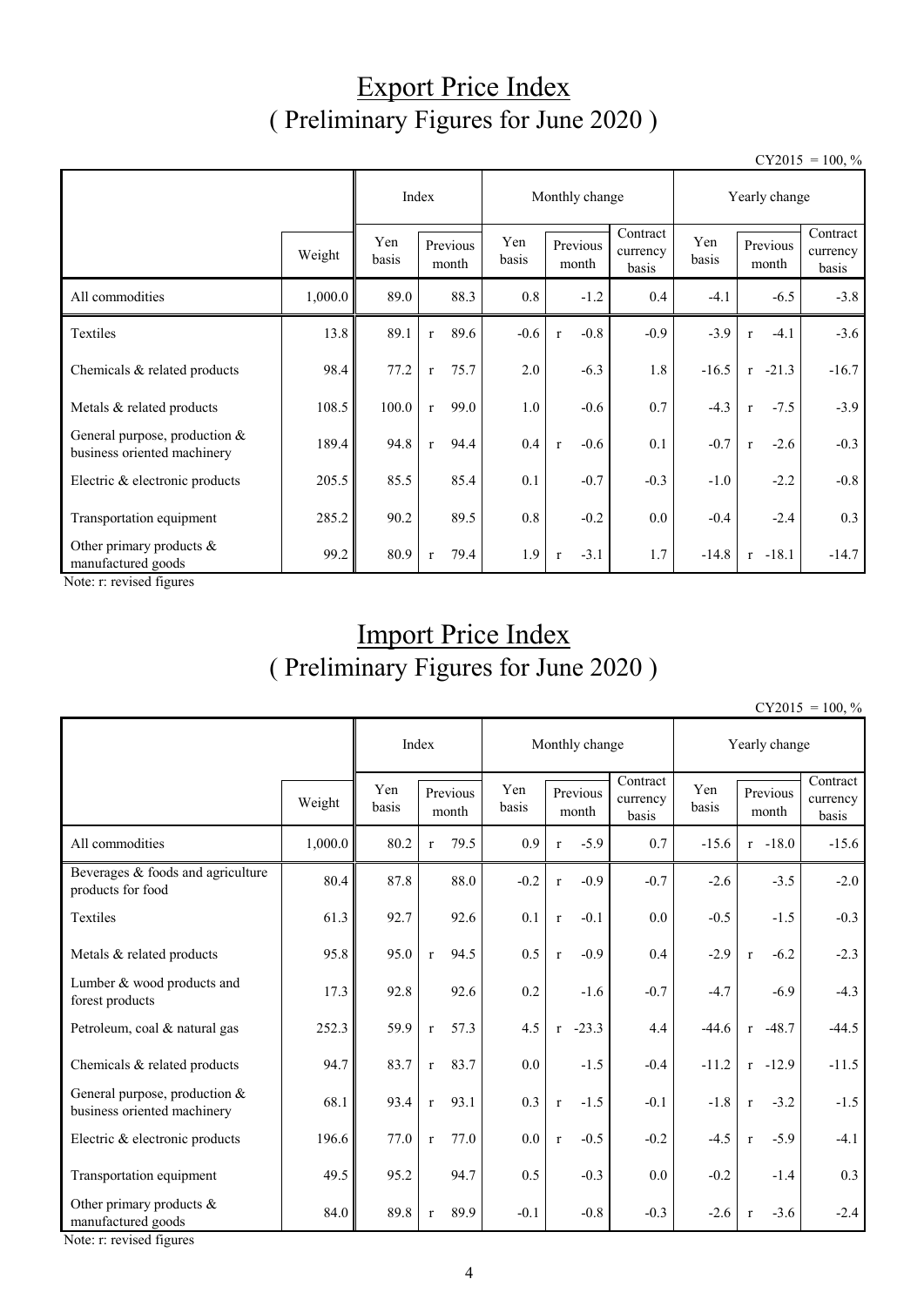# Export Price Index
## ( Preliminary Figures for June 2020 )

CY2015 = 100, %

| | | Index | | Monthly change | | | Yearly change | | |
|---|---|---|---|---|---|---|---|---|---|
| | Weight | Yen basis | Previous month | Yen basis | Previous month | Contract currency basis | Yen basis | Previous month | Contract currency basis |
| All commodities | 1,000.0 | 89.0 | 88.3 | 0.8 | -1.2 | 0.4 | -4.1 | -6.5 | -3.8 |
| Textiles | 13.8 | 89.1 | r 89.6 | -0.6 | r -0.8 | -0.9 | -3.9 | r -4.1 | -3.6 |
| Chemicals & related products | 98.4 | 77.2 | r 75.7 | 2.0 | -6.3 | 1.8 | -16.5 | r -21.3 | -16.7 |
| Metals & related products | 108.5 | 100.0 | r 99.0 | 1.0 | -0.6 | 0.7 | -4.3 | r -7.5 | -3.9 |
| General purpose, production & business oriented machinery | 189.4 | 94.8 | r 94.4 | 0.4 | r -0.6 | 0.1 | -0.7 | r -2.6 | -0.3 |
| Electric & electronic products | 205.5 | 85.5 | 85.4 | 0.1 | -0.7 | -0.3 | -1.0 | -2.2 | -0.8 |
| Transportation equipment | 285.2 | 90.2 | 89.5 | 0.8 | -0.2 | 0.0 | -0.4 | -2.4 | 0.3 |
| Other primary products & manufactured goods | 99.2 | 80.9 | r 79.4 | 1.9 | r -3.1 | 1.7 | -14.8 | r -18.1 | -14.7 |

Note: r: revised figures

# Import Price Index
## ( Preliminary Figures for June 2020 )

CY2015 = 100, %

| | | Index | | Monthly change | | | Yearly change | | |
|---|---|---|---|---|---|---|---|---|---|
| | Weight | Yen basis | Previous month | Yen basis | Previous month | Contract currency basis | Yen basis | Previous month | Contract currency basis |
| All commodities | 1,000.0 | 80.2 | r 79.5 | 0.9 | r -5.9 | 0.7 | -15.6 | r -18.0 | -15.6 |
| Beverages & foods and agriculture products for food | 80.4 | 87.8 | 88.0 | -0.2 | r -0.9 | -0.7 | -2.6 | -3.5 | -2.0 |
| Textiles | 61.3 | 92.7 | 92.6 | 0.1 | r -0.1 | 0.0 | -0.5 | -1.5 | -0.3 |
| Metals & related products | 95.8 | 95.0 | r 94.5 | 0.5 | r -0.9 | 0.4 | -2.9 | r -6.2 | -2.3 |
| Lumber & wood products and forest products | 17.3 | 92.8 | 92.6 | 0.2 | -1.6 | -0.7 | -4.7 | -6.9 | -4.3 |
| Petroleum, coal & natural gas | 252.3 | 59.9 | r 57.3 | 4.5 | r -23.3 | 4.4 | -44.6 | r -48.7 | -44.5 |
| Chemicals & related products | 94.7 | 83.7 | r 83.7 | 0.0 | -1.5 | -0.4 | -11.2 | r -12.9 | -11.5 |
| General purpose, production & business oriented machinery | 68.1 | 93.4 | r 93.1 | 0.3 | r -1.5 | -0.1 | -1.8 | r -3.2 | -1.5 |
| Electric & electronic products | 196.6 | 77.0 | r 77.0 | 0.0 | r -0.5 | -0.2 | -4.5 | r -5.9 | -4.1 |
| Transportation equipment | 49.5 | 95.2 | 94.7 | 0.5 | -0.3 | 0.0 | -0.2 | -1.4 | 0.3 |
| Other primary products & manufactured goods | 84.0 | 89.8 | r 89.9 | -0.1 | -0.8 | -0.3 | -2.6 | r -3.6 | -2.4 |

Note: r: revised figures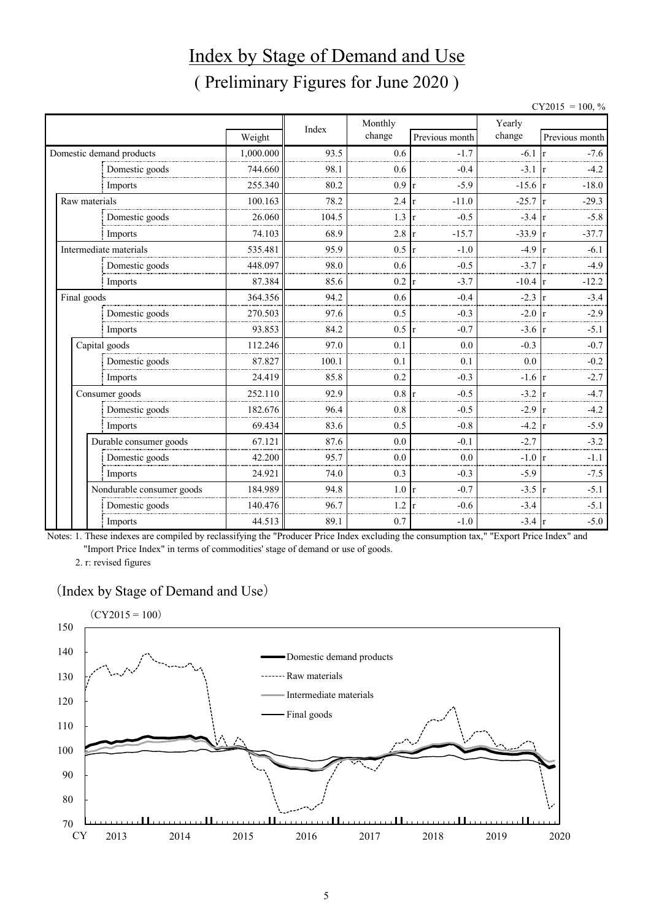# Index by Stage of Demand and Use

## ( Preliminary Figures for June 2020 )

CY2015 = 100, %

| | Weight | Index | Monthly change | Previous month | Yearly change | Previous month |
|---|---|---|---|---|---|---|
| Domestic demand products | 1,000.000 | 93.5 | 0.6 | -1.7 | -6.1 | r -7.6 |
| Domestic goods | 744.660 | 98.1 | 0.6 | -0.4 | -3.1 | r -4.2 |
| Imports | 255.340 | 80.2 | 0.9 | r -5.9 | -15.6 | r -18.0 |
| Raw materials | 100.163 | 78.2 | 2.4 | r -11.0 | -25.7 | r -29.3 |
| Domestic goods | 26.060 | 104.5 | 1.3 | r -0.5 | -3.4 | r -5.8 |
| Imports | 74.103 | 68.9 | 2.8 | r -15.7 | -33.9 | r -37.7 |
| Intermediate materials | 535.481 | 95.9 | 0.5 | r -1.0 | -4.9 | r -6.1 |
| Domestic goods | 448.097 | 98.0 | 0.6 | -0.5 | -3.7 | r -4.9 |
| Imports | 87.384 | 85.6 | 0.2 | r -3.7 | -10.4 | r -12.2 |
| Final goods | 364.356 | 94.2 | 0.6 | -0.4 | -2.3 | r -3.4 |
| Domestic goods | 270.503 | 97.6 | 0.5 | -0.3 | -2.0 | r -2.9 |
| Imports | 93.853 | 84.2 | 0.5 | r -0.7 | -3.6 | r -5.1 |
| Capital goods | 112.246 | 97.0 | 0.1 | 0.0 | -0.3 | -0.7 |
| Domestic goods | 87.827 | 100.1 | 0.1 | 0.1 | 0.0 | -0.2 |
| Imports | 24.419 | 85.8 | 0.2 | -0.3 | -1.6 | r -2.7 |
| Consumer goods | 252.110 | 92.9 | 0.8 | r -0.5 | -3.2 | r -4.7 |
| Domestic goods | 182.676 | 96.4 | 0.8 | -0.5 | -2.9 | r -4.2 |
| Imports | 69.434 | 83.6 | 0.5 | -0.8 | -4.2 | r -5.9 |
| Durable consumer goods | 67.121 | 87.6 | 0.0 | -0.1 | -2.7 | -3.2 |
| Domestic goods | 42.200 | 95.7 | 0.0 | 0.0 | -1.0 | r -1.1 |
| Imports | 24.921 | 74.0 | 0.3 | -0.3 | -5.9 | -7.5 |
| Nondurable consumer goods | 184.989 | 94.8 | 1.0 | r -0.7 | -3.5 | r -5.1 |
| Domestic goods | 140.476 | 96.7 | 1.2 | r -0.6 | -3.4 | -5.1 |
| Imports | 44.513 | 89.1 | 0.7 | -1.0 | -3.4 | r -5.0 |

Notes: 1. These indexes are compiled by reclassifying the "Producer Price Index excluding the consumption tax," "Export Price Index" and "Import Price Index" in terms of commodities' stage of demand or use of goods.

2. r: revised figures

（Index by Stage of Demand and Use）

(CY2015 = 100)

Legend: Domestic demand products; Raw materials; Intermediate materials; Final goods

CY 2013 2014 2015 2016 2017 2018 2019 2020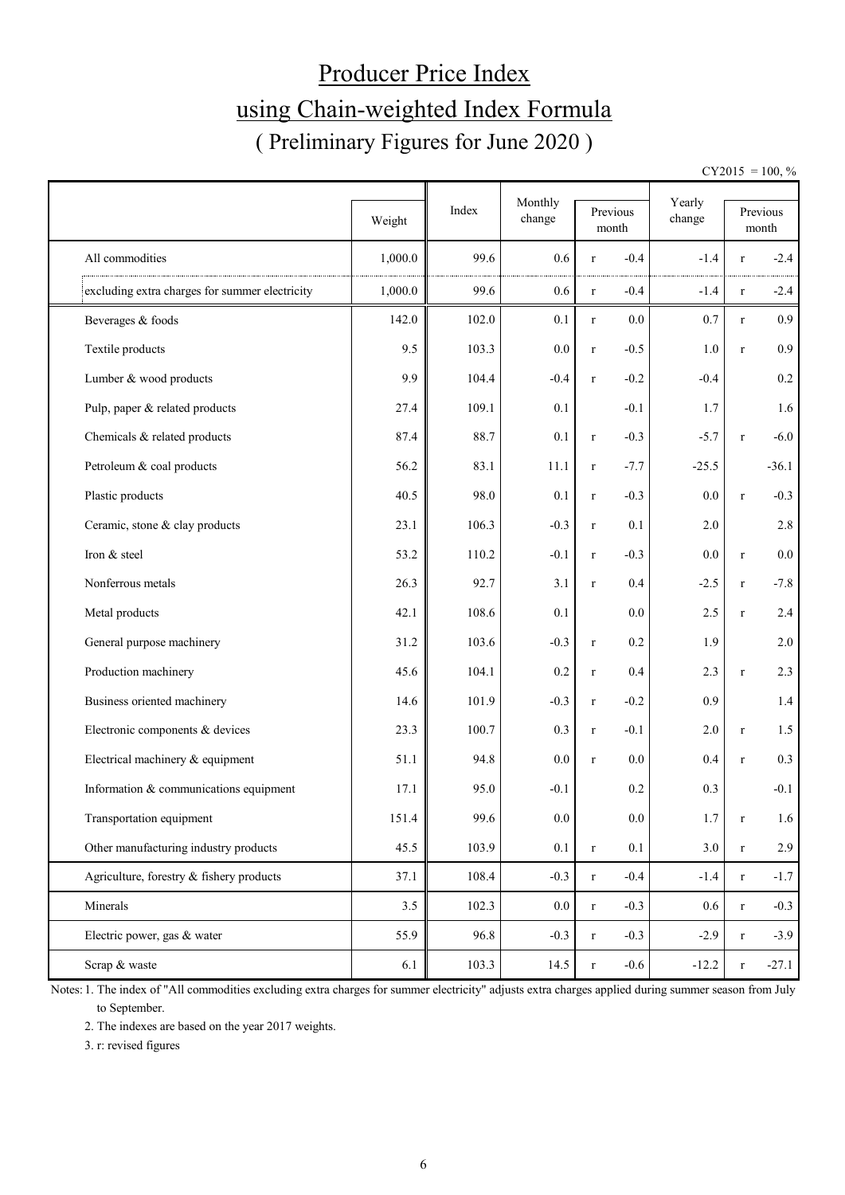# Producer Price Index

# using Chain-weighted Index Formula

## ( Preliminary Figures for June 2020 )

CY2015 = 100, %

| | Weight | Index | Monthly change | Previous month | | Yearly change | Previous month | |
|---|---|---|---|---|---|---|---|---|
| All commodities | 1,000.0 | 99.6 | 0.6 | r | -0.4 | -1.4 | r | -2.4 |
| excluding extra charges for summer electricity | 1,000.0 | 99.6 | 0.6 | r | -0.4 | -1.4 | r | -2.4 |
| Beverages & foods | 142.0 | 102.0 | 0.1 | r | 0.0 | 0.7 | r | 0.9 |
| Textile products | 9.5 | 103.3 | 0.0 | r | -0.5 | 1.0 | r | 0.9 |
| Lumber & wood products | 9.9 | 104.4 | -0.4 | r | -0.2 | -0.4 | | 0.2 |
| Pulp, paper & related products | 27.4 | 109.1 | 0.1 | | -0.1 | 1.7 | | 1.6 |
| Chemicals & related products | 87.4 | 88.7 | 0.1 | r | -0.3 | -5.7 | r | -6.0 |
| Petroleum & coal products | 56.2 | 83.1 | 11.1 | r | -7.7 | -25.5 | | -36.1 |
| Plastic products | 40.5 | 98.0 | 0.1 | r | -0.3 | 0.0 | r | -0.3 |
| Ceramic, stone & clay products | 23.1 | 106.3 | -0.3 | r | 0.1 | 2.0 | | 2.8 |
| Iron & steel | 53.2 | 110.2 | -0.1 | r | -0.3 | 0.0 | r | 0.0 |
| Nonferrous metals | 26.3 | 92.7 | 3.1 | r | 0.4 | -2.5 | r | -7.8 |
| Metal products | 42.1 | 108.6 | 0.1 | | 0.0 | 2.5 | r | 2.4 |
| General purpose machinery | 31.2 | 103.6 | -0.3 | r | 0.2 | 1.9 | | 2.0 |
| Production machinery | 45.6 | 104.1 | 0.2 | r | 0.4 | 2.3 | r | 2.3 |
| Business oriented machinery | 14.6 | 101.9 | -0.3 | r | -0.2 | 0.9 | | 1.4 |
| Electronic components & devices | 23.3 | 100.7 | 0.3 | r | -0.1 | 2.0 | r | 1.5 |
| Electrical machinery & equipment | 51.1 | 94.8 | 0.0 | r | 0.0 | 0.4 | r | 0.3 |
| Information & communications equipment | 17.1 | 95.0 | -0.1 | | 0.2 | 0.3 | | -0.1 |
| Transportation equipment | 151.4 | 99.6 | 0.0 | | 0.0 | 1.7 | r | 1.6 |
| Other manufacturing industry products | 45.5 | 103.9 | 0.1 | r | 0.1 | 3.0 | r | 2.9 |
| Agriculture, forestry & fishery products | 37.1 | 108.4 | -0.3 | r | -0.4 | -1.4 | r | -1.7 |
| Minerals | 3.5 | 102.3 | 0.0 | r | -0.3 | 0.6 | r | -0.3 |
| Electric power, gas & water | 55.9 | 96.8 | -0.3 | r | -0.3 | -2.9 | r | -3.9 |
| Scrap & waste | 6.1 | 103.3 | 14.5 | r | -0.6 | -12.2 | r | -27.1 |

Notes: 1. The index of "All commodities excluding extra charges for summer electricity" adjusts extra charges applied during summer season from July to September.

2. The indexes are based on the year 2017 weights.

3. r: revised figures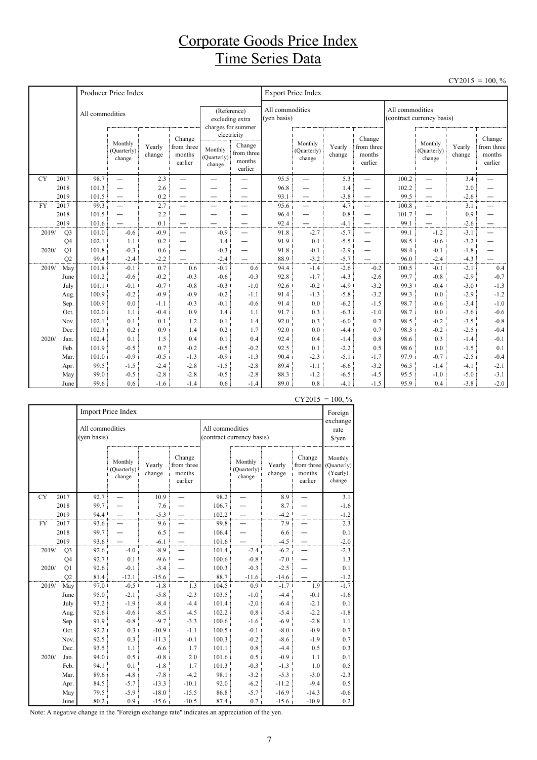# Corporate Goods Price Index
# Time Series Data

CY2015 = 100, %

| | | Producer Price Index | | | | | | Export Price Index | | | | | | | |
|---|---|---|---|---|---|---|---|---|---|---|---|---|---|---|---|
| | | All commodities | | | | (Reference) excluding extra charges for summer electricity | | All commodities (yen basis) | | | | All commodities (contract currency basis) | | | |
| | | | Monthly (Quarterly) change | Yearly change | Change from three months earlier | Monthly (Quarterly) change | Change from three months earlier | | Monthly (Quarterly) change | Yearly change | Change from three months earlier | | Monthly (Quarterly) change | Yearly change | Change from three months earlier |
| CY | 2017 | 98.7 | — | 2.3 | — | — | — | 95.5 | — | 5.3 | — | 100.2 | — | 3.4 | — |
| | 2018 | 101.3 | — | 2.6 | — | — | — | 96.8 | — | 1.4 | — | 102.2 | — | 2.0 | — |
| | 2019 | 101.5 | — | 0.2 | — | — | — | 93.1 | — | -3.8 | — | 99.5 | — | -2.6 | — |
| FY | 2017 | 99.3 | — | 2.7 | — | — | — | 95.6 | — | 4.7 | — | 100.8 | — | 3.1 | — |
| | 2018 | 101.5 | — | 2.2 | — | — | — | 96.4 | — | 0.8 | — | 101.7 | — | 0.9 | — |
| | 2019 | 101.6 | — | 0.1 | — | — | — | 92.4 | — | -4.1 | — | 99.1 | — | -2.6 | — |
| 2019/ | Q3 | 101.0 | -0.6 | -0.9 | — | -0.9 | — | 91.8 | -2.7 | -5.7 | — | 99.1 | -1.2 | -3.1 | — |
| | Q4 | 102.1 | 1.1 | 0.2 | — | 1.4 | — | 91.9 | 0.1 | -5.5 | — | 98.5 | -0.6 | -3.2 | — |
| 2020/ | Q1 | 101.8 | -0.3 | 0.6 | — | -0.3 | — | 91.8 | -0.1 | -2.9 | — | 98.4 | -0.1 | -1.8 | — |
| | Q2 | 99.4 | -2.4 | -2.2 | — | -2.4 | — | 88.9 | -3.2 | -5.7 | — | 96.0 | -2.4 | -4.3 | — |
| 2019/ | May | 101.8 | -0.1 | 0.7 | 0.6 | -0.1 | 0.6 | 94.4 | -1.4 | -2.6 | -0.2 | 100.5 | -0.1 | -2.1 | 0.4 |
| | June | 101.2 | -0.6 | -0.2 | -0.3 | -0.6 | -0.3 | 92.8 | -1.7 | -4.3 | -2.6 | 99.7 | -0.8 | -2.9 | -0.7 |
| | July | 101.1 | -0.1 | -0.7 | -0.8 | -0.3 | -1.0 | 92.6 | -0.2 | -4.9 | -3.2 | 99.3 | -0.4 | -3.0 | -1.3 |
| | Aug. | 100.9 | -0.2 | -0.9 | -0.9 | -0.2 | -1.1 | 91.4 | -1.3 | -5.8 | -3.2 | 99.3 | 0.0 | -2.9 | -1.2 |
| | Sep. | 100.9 | 0.0 | -1.1 | -0.3 | -0.1 | -0.6 | 91.4 | 0.0 | -6.2 | -1.5 | 98.7 | -0.6 | -3.4 | -1.0 |
| | Oct. | 102.0 | 1.1 | -0.4 | 0.9 | 1.4 | 1.1 | 91.7 | 0.3 | -6.3 | -1.0 | 98.7 | 0.0 | -3.6 | -0.6 |
| | Nov. | 102.1 | 0.1 | 0.1 | 1.2 | 0.1 | 1.4 | 92.0 | 0.3 | -6.0 | 0.7 | 98.5 | -0.2 | -3.5 | -0.8 |
| | Dec. | 102.3 | 0.2 | 0.9 | 1.4 | 0.2 | 1.7 | 92.0 | 0.0 | -4.4 | 0.7 | 98.3 | -0.2 | -2.5 | -0.4 |
| 2020/ | Jan. | 102.4 | 0.1 | 1.5 | 0.4 | 0.1 | 0.4 | 92.4 | 0.4 | -1.4 | 0.8 | 98.6 | 0.3 | -1.4 | -0.1 |
| | Feb. | 101.9 | -0.5 | 0.7 | -0.2 | -0.5 | -0.2 | 92.5 | 0.1 | -2.2 | 0.5 | 98.6 | 0.0 | -1.5 | 0.1 |
| | Mar. | 101.0 | -0.9 | -0.5 | -1.3 | -0.9 | -1.3 | 90.4 | -2.3 | -5.1 | -1.7 | 97.9 | -0.7 | -2.5 | -0.4 |
| | Apr. | 99.5 | -1.5 | -2.4 | -2.8 | -1.5 | -2.8 | 89.4 | -1.1 | -6.6 | -3.2 | 96.5 | -1.4 | -4.1 | -2.1 |
| | May | 99.0 | -0.5 | -2.8 | -2.8 | -0.5 | -2.8 | 88.3 | -1.2 | -6.5 | -4.5 | 95.5 | -1.0 | -5.0 | -3.1 |
| | June | 99.6 | 0.6 | -1.6 | -1.4 | 0.6 | -1.4 | 89.0 | 0.8 | -4.1 | -1.5 | 95.9 | 0.4 | -3.8 | -2.0 |

CY2015 = 100, %

| | | Import Price Index | | | | | | | | Foreign exchange rate $/yen |
|---|---|---|---|---|---|---|---|---|---|---|
| | | All commodities (yen basis) | | | | All commodities (contract currency basis) | | | | |
| | | | Monthly (Quarterly) change | Yearly change | Change from three months earlier | | Monthly (Quarterly) change | Yearly change | Change from three months earlier | Monthly (Quarterly) (Yearly) change |
| CY | 2017 | 92.7 | — | 10.9 | — | 98.2 | — | 8.9 | — | 3.1 |
| | 2018 | 99.7 | — | 7.6 | — | 106.7 | — | 8.7 | — | -1.6 |
| | 2019 | 94.4 | — | -5.3 | — | 102.2 | — | -4.2 | — | -1.2 |
| FY | 2017 | 93.6 | — | 9.6 | — | 99.8 | — | 7.9 | — | 2.3 |
| | 2018 | 99.7 | — | 6.5 | — | 106.4 | — | 6.6 | — | 0.1 |
| | 2019 | 93.6 | — | -6.1 | — | 101.6 | — | -4.5 | — | -2.0 |
| 2019/ | Q3 | 92.6 | -4.0 | -8.9 | — | 101.4 | -2.4 | -6.2 | — | -2.3 |
| | Q4 | 92.7 | 0.1 | -9.6 | — | 100.6 | -0.8 | -7.0 | — | 1.3 |
| 2020/ | Q1 | 92.6 | -0.1 | -3.4 | — | 100.3 | -0.3 | -2.5 | — | 0.1 |
| | Q2 | 81.4 | -12.1 | -15.6 | — | 88.7 | -11.6 | -14.6 | — | -1.2 |
| 2019/ | May | 97.0 | -0.5 | -1.8 | 1.3 | 104.5 | 0.9 | -1.7 | 1.9 | -1.7 |
| | June | 95.0 | -2.1 | -5.8 | -2.3 | 103.5 | -1.0 | -4.4 | -0.1 | -1.6 |
| | July | 93.2 | -1.9 | -8.4 | -4.4 | 101.4 | -2.0 | -6.4 | -2.1 | 0.1 |
| | Aug. | 92.6 | -0.6 | -8.5 | -4.5 | 102.2 | 0.8 | -5.4 | -2.2 | -1.8 |
| | Sep. | 91.9 | -0.8 | -9.7 | -3.3 | 100.6 | -1.6 | -6.9 | -2.8 | 1.1 |
| | Oct. | 92.2 | 0.3 | -10.9 | -1.1 | 100.5 | -0.1 | -8.0 | -0.9 | 0.7 |
| | Nov. | 92.5 | 0.3 | -11.3 | -0.1 | 100.3 | -0.2 | -8.6 | -1.9 | 0.7 |
| | Dec. | 93.5 | 1.1 | -6.6 | 1.7 | 101.1 | 0.8 | -4.4 | 0.5 | 0.3 |
| 2020/ | Jan. | 94.0 | 0.5 | -0.8 | 2.0 | 101.6 | 0.5 | -0.9 | 1.1 | 0.1 |
| | Feb. | 94.1 | 0.1 | -1.8 | 1.7 | 101.3 | -0.3 | -1.3 | 1.0 | 0.5 |
| | Mar. | 89.6 | -4.8 | -7.8 | -4.2 | 98.1 | -3.2 | -5.3 | -3.0 | -2.3 |
| | Apr. | 84.5 | -5.7 | -13.3 | -10.1 | 92.0 | -6.2 | -11.2 | -9.4 | 0.5 |
| | May | 79.5 | -5.9 | -18.0 | -15.5 | 86.8 | -5.7 | -16.9 | -14.3 | -0.6 |
| | June | 80.2 | 0.9 | -15.6 | -10.5 | 87.4 | 0.7 | -15.6 | -10.9 | 0.2 |

Note: A negative change in the "Foreign exchange rate" indicates an appreciation of the yen.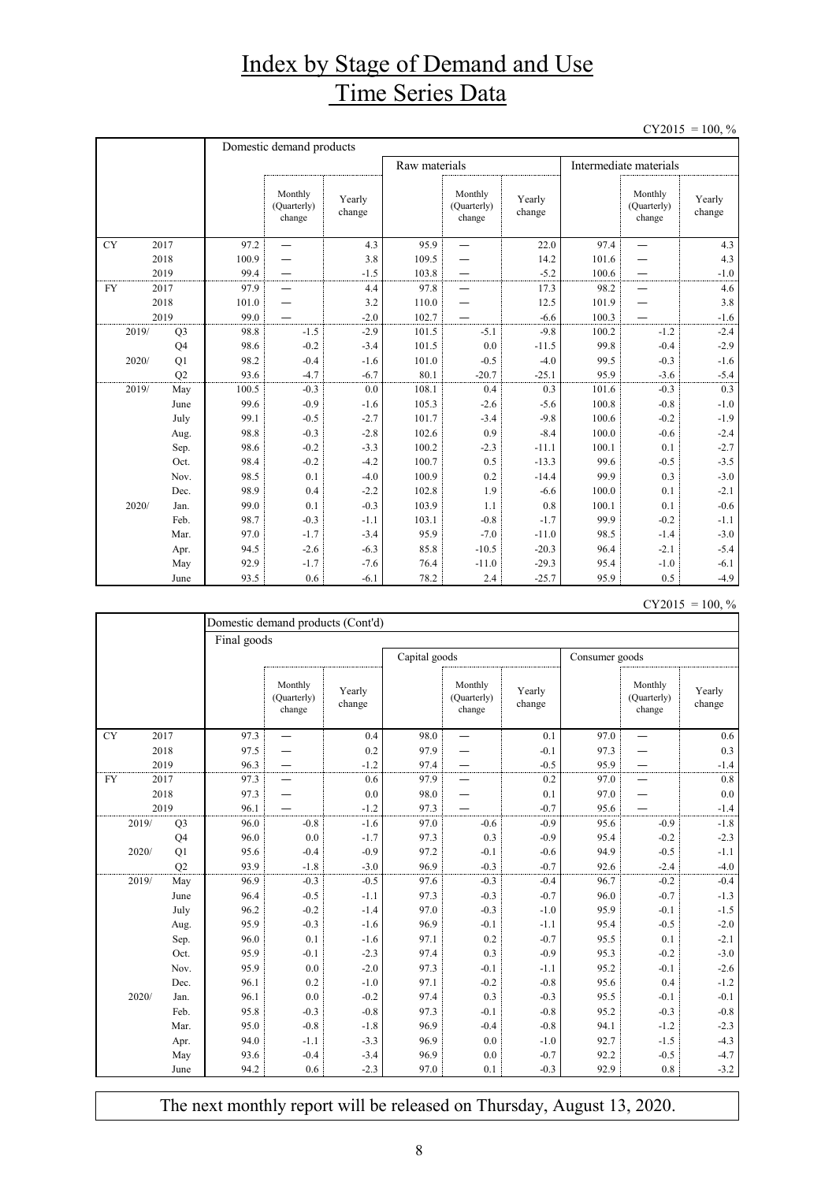# Index by Stage of Demand and Use Time Series Data

CY2015 = 100, %

| | | Domestic demand products | | | | | | | | |
|---|---|---|---|---|---|---|---|---|---|---|
| | | | | | Raw materials | | | Intermediate materials | | |
| | | | Monthly (Quarterly) change | Yearly change | | Monthly (Quarterly) change | Yearly change | | Monthly (Quarterly) change | Yearly change |
| CY | 2017 | 97.2 | ― | 4.3 | 95.9 | ― | 22.0 | 97.4 | ― | 4.3 |
| | 2018 | 100.9 | ― | 3.8 | 109.5 | ― | 14.2 | 101.6 | ― | 4.3 |
| | 2019 | 99.4 | ― | -1.5 | 103.8 | ― | -5.2 | 100.6 | ― | -1.0 |
| FY | 2017 | 97.9 | ― | 4.4 | 97.8 | ― | 17.3 | 98.2 | ― | 4.6 |
| | 2018 | 101.0 | ― | 3.2 | 110.0 | ― | 12.5 | 101.9 | ― | 3.8 |
| | 2019 | 99.0 | ― | -2.0 | 102.7 | ― | -6.6 | 100.3 | ― | -1.6 |
| 2019/ | Q3 | 98.8 | -1.5 | -2.9 | 101.5 | -5.1 | -9.8 | 100.2 | -1.2 | -2.4 |
| | Q4 | 98.6 | -0.2 | -3.4 | 101.5 | 0.0 | -11.5 | 99.8 | -0.4 | -2.9 |
| 2020/ | Q1 | 98.2 | -0.4 | -1.6 | 101.0 | -0.5 | -4.0 | 99.5 | -0.3 | -1.6 |
| | Q2 | 93.6 | -4.7 | -6.7 | 80.1 | -20.7 | -25.1 | 95.9 | -3.6 | -5.4 |
| 2019/ | May | 100.5 | -0.3 | 0.0 | 108.1 | 0.4 | 0.3 | 101.6 | -0.3 | 0.3 |
| | June | 99.6 | -0.9 | -1.6 | 105.3 | -2.6 | -5.6 | 100.8 | -0.8 | -1.0 |
| | July | 99.1 | -0.5 | -2.7 | 101.7 | -3.4 | -9.8 | 100.6 | -0.2 | -1.9 |
| | Aug. | 98.8 | -0.3 | -2.8 | 102.6 | 0.9 | -8.4 | 100.0 | -0.6 | -2.4 |
| | Sep. | 98.6 | -0.2 | -3.3 | 100.2 | -2.3 | -11.1 | 100.1 | 0.1 | -2.7 |
| | Oct. | 98.4 | -0.2 | -4.2 | 100.7 | 0.5 | -13.3 | 99.6 | -0.5 | -3.5 |
| | Nov. | 98.5 | 0.1 | -4.0 | 100.9 | 0.2 | -14.4 | 99.9 | 0.3 | -3.0 |
| | Dec. | 98.9 | 0.4 | -2.2 | 102.8 | 1.9 | -6.6 | 100.0 | 0.1 | -2.1 |
| 2020/ | Jan. | 99.0 | 0.1 | -0.3 | 103.9 | 1.1 | 0.8 | 100.1 | 0.1 | -0.6 |
| | Feb. | 98.7 | -0.3 | -1.1 | 103.1 | -0.8 | -1.7 | 99.9 | -0.2 | -1.1 |
| | Mar. | 97.0 | -1.7 | -3.4 | 95.9 | -7.0 | -11.0 | 98.5 | -1.4 | -3.0 |
| | Apr. | 94.5 | -2.6 | -6.3 | 85.8 | -10.5 | -20.3 | 96.4 | -2.1 | -5.4 |
| | May | 92.9 | -1.7 | -7.6 | 76.4 | -11.0 | -29.3 | 95.4 | -1.0 | -6.1 |
| | June | 93.5 | 0.6 | -6.1 | 78.2 | 2.4 | -25.7 | 95.9 | 0.5 | -4.9 |

CY2015 = 100, %

| | | Domestic demand products (Cont'd) | | | | | | | | |
|---|---|---|---|---|---|---|---|---|---|---|
| | | Final goods | | | | | | | | |
| | | | | | Capital goods | | | Consumer goods | | |
| | | | Monthly (Quarterly) change | Yearly change | | Monthly (Quarterly) change | Yearly change | | Monthly (Quarterly) change | Yearly change |
| CY | 2017 | 97.3 | ― | 0.4 | 98.0 | ― | 0.1 | 97.0 | ― | 0.6 |
| | 2018 | 97.5 | ― | 0.2 | 97.9 | ― | -0.1 | 97.3 | ― | 0.3 |
| | 2019 | 96.3 | ― | -1.2 | 97.4 | ― | -0.5 | 95.9 | ― | -1.4 |
| FY | 2017 | 97.3 | ― | 0.6 | 97.9 | ― | 0.2 | 97.0 | ― | 0.8 |
| | 2018 | 97.3 | ― | 0.0 | 98.0 | ― | 0.1 | 97.0 | ― | 0.0 |
| | 2019 | 96.1 | ― | -1.2 | 97.3 | ― | -0.7 | 95.6 | ― | -1.4 |
| 2019/ | Q3 | 96.0 | -0.8 | -1.6 | 97.0 | -0.6 | -0.9 | 95.6 | -0.9 | -1.8 |
| | Q4 | 96.0 | 0.0 | -1.7 | 97.3 | 0.3 | -0.9 | 95.4 | -0.2 | -2.3 |
| 2020/ | Q1 | 95.6 | -0.4 | -0.9 | 97.2 | -0.1 | -0.6 | 94.9 | -0.5 | -1.1 |
| | Q2 | 93.9 | -1.8 | -3.0 | 96.9 | -0.3 | -0.7 | 92.6 | -2.4 | -4.0 |
| 2019/ | May | 96.9 | -0.3 | -0.5 | 97.6 | -0.3 | -0.4 | 96.7 | -0.2 | -0.4 |
| | June | 96.4 | -0.5 | -1.1 | 97.3 | -0.3 | -0.7 | 96.0 | -0.7 | -1.3 |
| | July | 96.2 | -0.2 | -1.4 | 97.0 | -0.3 | -1.0 | 95.9 | -0.1 | -1.5 |
| | Aug. | 95.9 | -0.3 | -1.6 | 96.9 | -0.1 | -1.1 | 95.4 | -0.5 | -2.0 |
| | Sep. | 96.0 | 0.1 | -1.6 | 97.1 | 0.2 | -0.7 | 95.5 | 0.1 | -2.1 |
| | Oct. | 95.9 | -0.1 | -2.3 | 97.4 | 0.3 | -0.9 | 95.3 | -0.2 | -3.0 |
| | Nov. | 95.9 | 0.0 | -2.0 | 97.3 | -0.1 | -1.1 | 95.2 | -0.1 | -2.6 |
| | Dec. | 96.1 | 0.2 | -1.0 | 97.1 | -0.2 | -0.8 | 95.6 | 0.4 | -1.2 |
| 2020/ | Jan. | 96.1 | 0.0 | -0.2 | 97.4 | 0.3 | -0.3 | 95.5 | -0.1 | -0.1 |
| | Feb. | 95.8 | -0.3 | -0.8 | 97.3 | -0.1 | -0.8 | 95.2 | -0.3 | -0.8 |
| | Mar. | 95.0 | -0.8 | -1.8 | 96.9 | -0.4 | -0.8 | 94.1 | -1.2 | -2.3 |
| | Apr. | 94.0 | -1.1 | -3.3 | 96.9 | 0.0 | -1.0 | 92.7 | -1.5 | -4.3 |
| | May | 93.6 | -0.4 | -3.4 | 96.9 | 0.0 | -0.7 | 92.2 | -0.5 | -4.7 |
| | June | 94.2 | 0.6 | -2.3 | 97.0 | 0.1 | -0.3 | 92.9 | 0.8 | -3.2 |

The next monthly report will be released on Thursday, August 13, 2020.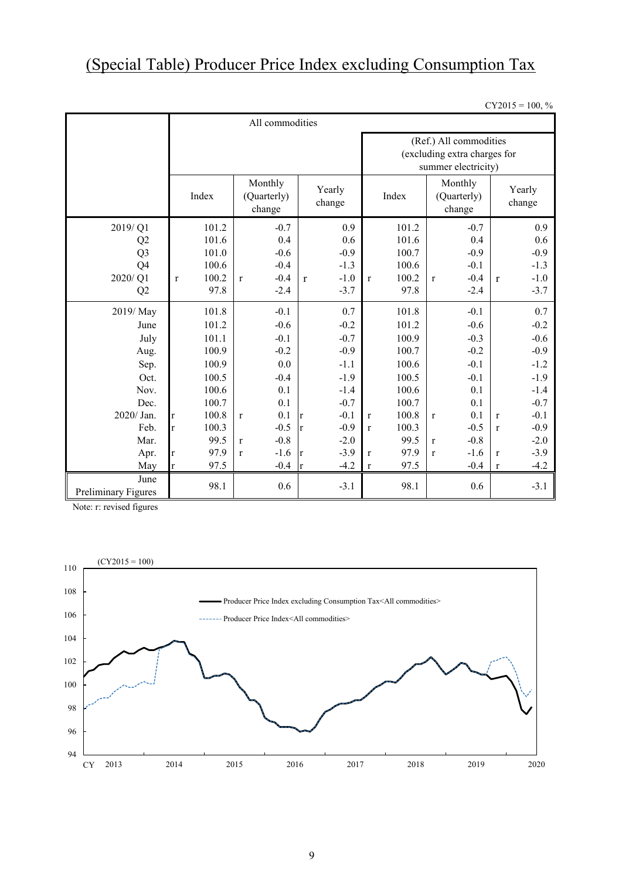# (Special Table) Producer Price Index excluding Consumption Tax

CY2015 = 100, %

| | All commodities | | | | | |
|---|---|---|---|---|---|---|
| | | | | (Ref.) All commodities (excluding extra charges for summer electricity) | | |
| | Index | Monthly (Quarterly) change | Yearly change | Index | Monthly (Quarterly) change | Yearly change |
| 2019/ Q1 | 101.2 | -0.7 | 0.9 | 101.2 | -0.7 | 0.9 |
| Q2 | 101.6 | 0.4 | 0.6 | 101.6 | 0.4 | 0.6 |
| Q3 | 101.0 | -0.6 | -0.9 | 100.7 | -0.9 | -0.9 |
| Q4 | 100.6 | -0.4 | -1.3 | 100.6 | -0.1 | -1.3 |
| 2020/ Q1 | r 100.2 | r -0.4 | r -1.0 | r 100.2 | r -0.4 | r -1.0 |
| Q2 | 97.8 | -2.4 | -3.7 | 97.8 | -2.4 | -3.7 |
| 2019/ May | 101.8 | -0.1 | 0.7 | 101.8 | -0.1 | 0.7 |
| June | 101.2 | -0.6 | -0.2 | 101.2 | -0.6 | -0.2 |
| July | 101.1 | -0.1 | -0.7 | 100.9 | -0.3 | -0.6 |
| Aug. | 100.9 | -0.2 | -0.9 | 100.7 | -0.2 | -0.9 |
| Sep. | 100.9 | 0.0 | -1.1 | 100.6 | -0.1 | -1.2 |
| Oct. | 100.5 | -0.4 | -1.9 | 100.5 | -0.1 | -1.9 |
| Nov. | 100.6 | 0.1 | -1.4 | 100.6 | 0.1 | -1.4 |
| Dec. | 100.7 | 0.1 | -0.7 | 100.7 | 0.1 | -0.7 |
| 2020/ Jan. | r 100.8 | r 0.1 | r -0.1 | r 100.8 | r 0.1 | r -0.1 |
| Feb. | r 100.3 | -0.5 | r -0.9 | r 100.3 | -0.5 | r -0.9 |
| Mar. | 99.5 | r -0.8 | -2.0 | 99.5 | r -0.8 | -2.0 |
| Apr. | r 97.9 | r -1.6 | r -3.9 | r 97.9 | r -1.6 | r -3.9 |
| May | r 97.5 | -0.4 | r -4.2 | r 97.5 | -0.4 | r -4.2 |
| June Preliminary Figures | 98.1 | 0.6 | -3.1 | 98.1 | 0.6 | -3.1 |

Note: r: revised figures

(CY2015 = 100)

Producer Price Index excluding Consumption Tax<All commodities>

Producer Price Index<All commodities>

CY 2013 2014 2015 2016 2017 2018 2019 2020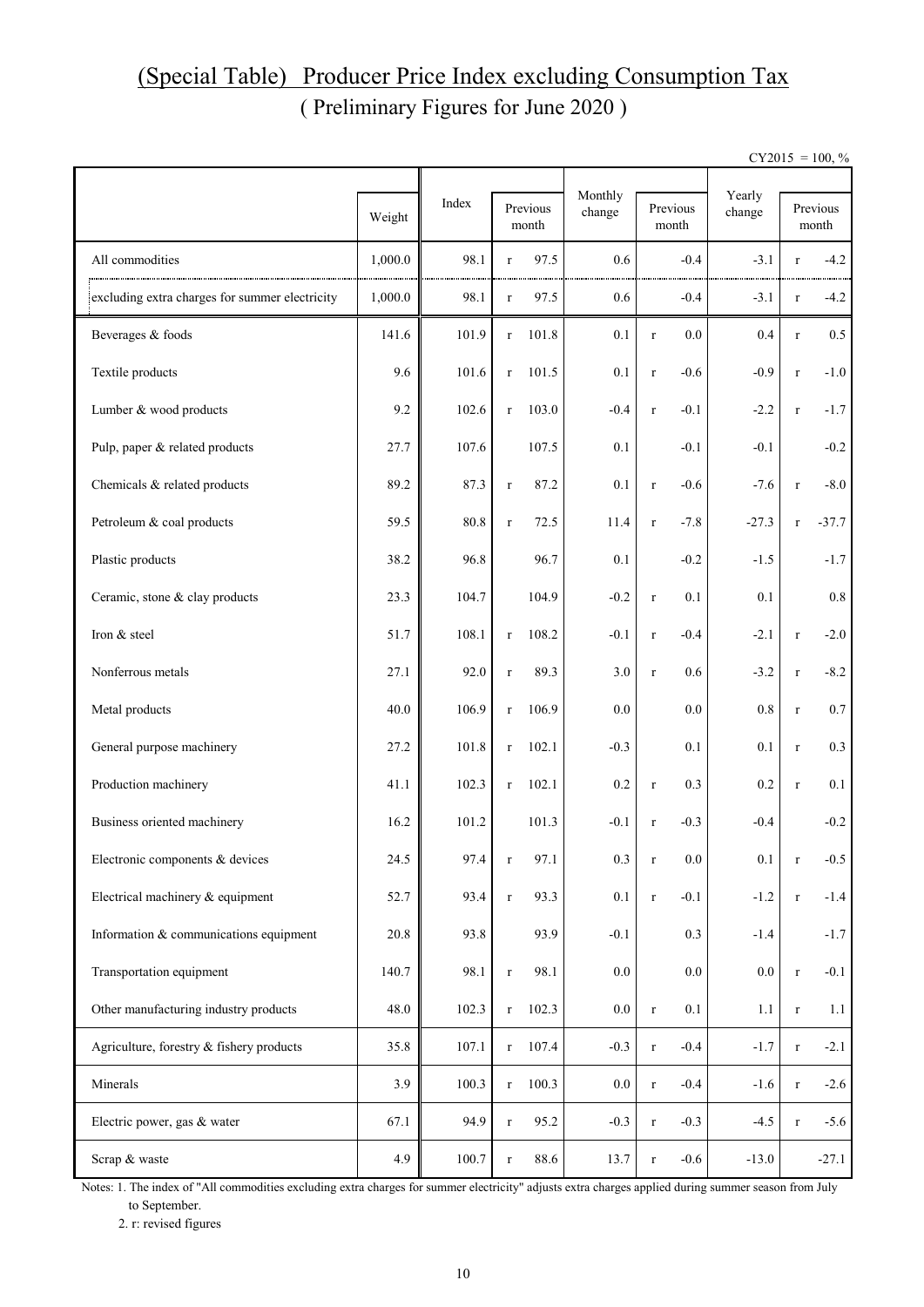# (Special Table) Producer Price Index excluding Consumption Tax

## ( Preliminary Figures for June 2020 )

CY2015 = 100, %

| | Weight | Index | Previous month | | Monthly change | Previous month | | Yearly change | Previous month | |
|---|---|---|---|---|---|---|---|---|---|---|
| All commodities | 1,000.0 | 98.1 | r | 97.5 | 0.6 | | -0.4 | -3.1 | r | -4.2 |
| excluding extra charges for summer electricity | 1,000.0 | 98.1 | r | 97.5 | 0.6 | | -0.4 | -3.1 | r | -4.2 |
| Beverages & foods | 141.6 | 101.9 | r | 101.8 | 0.1 | r | 0.0 | 0.4 | r | 0.5 |
| Textile products | 9.6 | 101.6 | r | 101.5 | 0.1 | r | -0.6 | -0.9 | r | -1.0 |
| Lumber & wood products | 9.2 | 102.6 | r | 103.0 | -0.4 | r | -0.1 | -2.2 | r | -1.7 |
| Pulp, paper & related products | 27.7 | 107.6 | | 107.5 | 0.1 | | -0.1 | -0.1 | | -0.2 |
| Chemicals & related products | 89.2 | 87.3 | r | 87.2 | 0.1 | r | -0.6 | -7.6 | r | -8.0 |
| Petroleum & coal products | 59.5 | 80.8 | r | 72.5 | 11.4 | r | -7.8 | -27.3 | r | -37.7 |
| Plastic products | 38.2 | 96.8 | | 96.7 | 0.1 | | -0.2 | -1.5 | | -1.7 |
| Ceramic, stone & clay products | 23.3 | 104.7 | | 104.9 | -0.2 | r | 0.1 | 0.1 | | 0.8 |
| Iron & steel | 51.7 | 108.1 | r | 108.2 | -0.1 | r | -0.4 | -2.1 | r | -2.0 |
| Nonferrous metals | 27.1 | 92.0 | r | 89.3 | 3.0 | r | 0.6 | -3.2 | r | -8.2 |
| Metal products | 40.0 | 106.9 | r | 106.9 | 0.0 | | 0.0 | 0.8 | r | 0.7 |
| General purpose machinery | 27.2 | 101.8 | r | 102.1 | -0.3 | | 0.1 | 0.1 | r | 0.3 |
| Production machinery | 41.1 | 102.3 | r | 102.1 | 0.2 | r | 0.3 | 0.2 | r | 0.1 |
| Business oriented machinery | 16.2 | 101.2 | | 101.3 | -0.1 | r | -0.3 | -0.4 | | -0.2 |
| Electronic components & devices | 24.5 | 97.4 | r | 97.1 | 0.3 | r | 0.0 | 0.1 | r | -0.5 |
| Electrical machinery & equipment | 52.7 | 93.4 | r | 93.3 | 0.1 | r | -0.1 | -1.2 | r | -1.4 |
| Information & communications equipment | 20.8 | 93.8 | | 93.9 | -0.1 | | 0.3 | -1.4 | | -1.7 |
| Transportation equipment | 140.7 | 98.1 | r | 98.1 | 0.0 | | 0.0 | 0.0 | r | -0.1 |
| Other manufacturing industry products | 48.0 | 102.3 | r | 102.3 | 0.0 | r | 0.1 | 1.1 | r | 1.1 |
| Agriculture, forestry & fishery products | 35.8 | 107.1 | r | 107.4 | -0.3 | r | -0.4 | -1.7 | r | -2.1 |
| Minerals | 3.9 | 100.3 | r | 100.3 | 0.0 | r | -0.4 | -1.6 | r | -2.6 |
| Electric power, gas & water | 67.1 | 94.9 | r | 95.2 | -0.3 | r | -0.3 | -4.5 | r | -5.6 |
| Scrap & waste | 4.9 | 100.7 | r | 88.6 | 13.7 | r | -0.6 | -13.0 | | -27.1 |

Notes: 1. The index of "All commodities excluding extra charges for summer electricity" adjusts extra charges applied during summer season from July to September.

2. r: revised figures